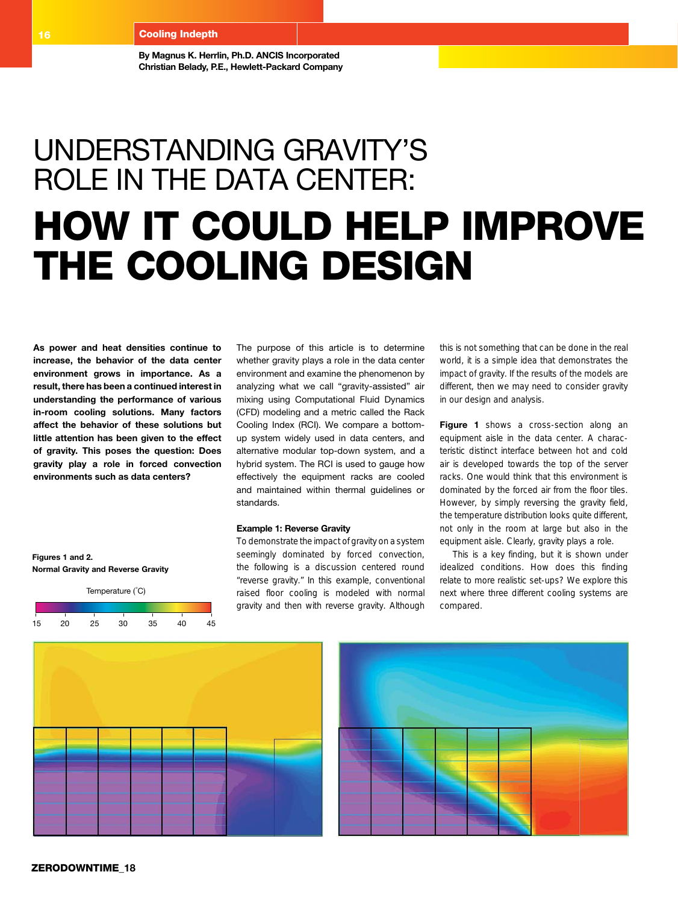Cooling Indepth

By Magnus K. Herrlin, Ph.D. ANCIS Incorporated
Christian Belady, P.E., Hewlett-Packard Company

# UNDERSTANDING GRAVITY'S ROLE IN THE DATA CENTER:

# HOW IT COULD HELP IMPROVE THE COOLING DESIGN

**As power and heat densities continue to increase, the behavior of the data center environment grows in importance. As a result, there has been a continued interest in understanding the performance of various in-room cooling solutions. Many factors affect the behavior of these solutions but little attention has been given to the effect of gravity. This poses the question: Does gravity play a role in forced convection environments such as data centers?**

The purpose of this article is to determine whether gravity plays a role in the data center environment and examine the phenomenon by analyzing what we call "gravity-assisted" air mixing using Computational Fluid Dynamics (CFD) modeling and a metric called the Rack Cooling Index (RCI). We compare a bottom-up system widely used in data centers, and alternative modular top-down system, and a hybrid system. The RCI is used to gauge how effectively the equipment racks are cooled and maintained within thermal guidelines or standards.

### Example 1: Reverse Gravity

To demonstrate the impact of gravity on a system seemingly dominated by forced convection, the following is a discussion centered round "reverse gravity." In this example, conventional raised floor cooling is modeled with normal gravity and then with reverse gravity. Although this is not something that can be done in the real world, it is a simple idea that demonstrates the impact of gravity. If the results of the models are different, then we may need to consider gravity in our design and analysis.

**Figure 1** shows a cross-section along an equipment aisle in the data center. A characteristic distinct interface between hot and cold air is developed towards the top of the server racks. One would think that this environment is dominated by the forced air from the floor tiles. However, by simply reversing the gravity field, the temperature distribution looks quite different, not only in the room at large but also in the equipment aisle. Clearly, gravity plays a role.

This is a key finding, but it is shown under idealized conditions. How does this finding relate to more realistic set-ups? We explore this next where three different cooling systems are compared.

**Figures 1 and 2.**
**Normal Gravity and Reverse Gravity**

Temperature (˚C)

15 20 25 30 35 40 45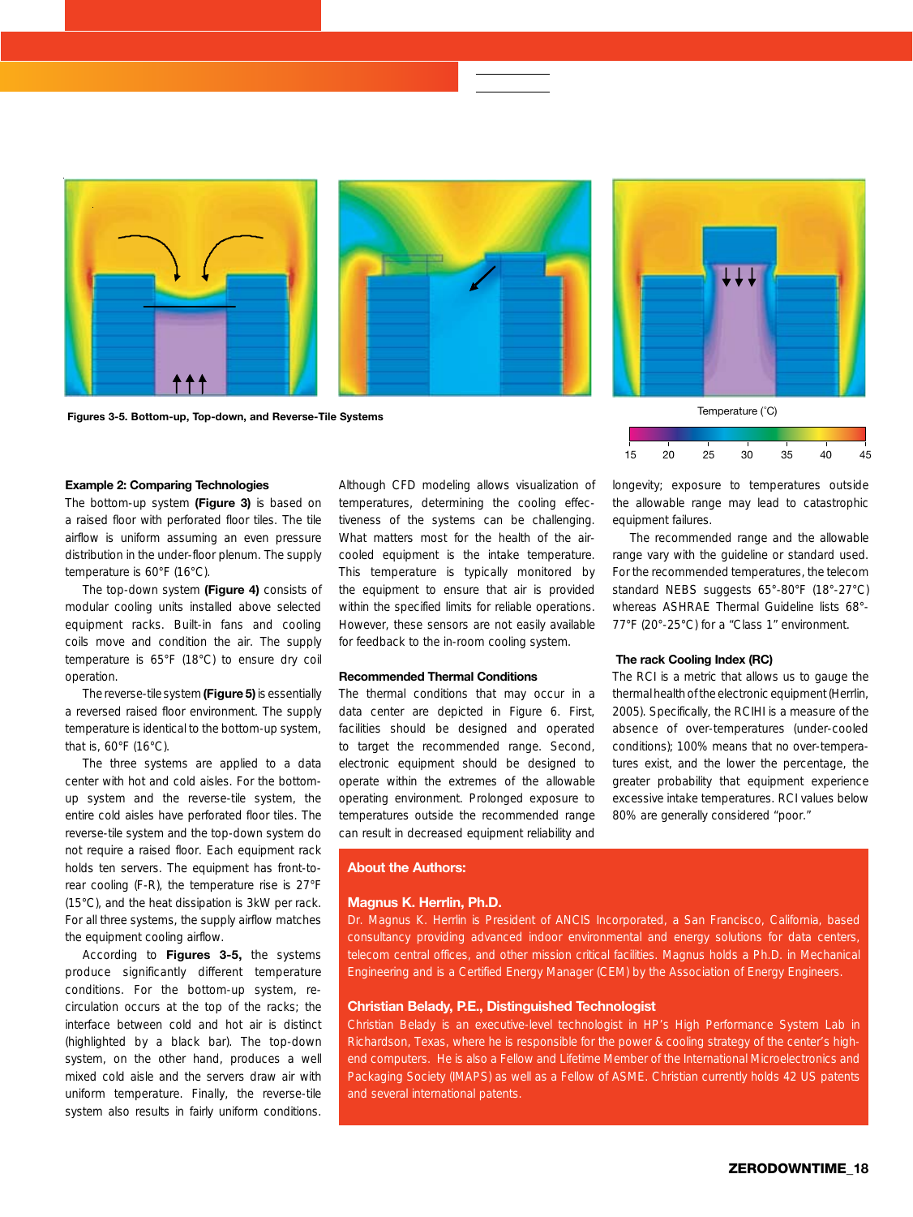Figures 3-5. Bottom-up, Top-down, and Reverse-Tile Systems

Temperature (°C)

15 20 25 30 35 40 45

**Example 2: Comparing Technologies**

The bottom-up system **(Figure 3)** is based on a raised floor with perforated floor tiles. The tile airflow is uniform assuming an even pressure distribution in the under-floor plenum. The supply temperature is 60°F (16°C).

The top-down system **(Figure 4)** consists of modular cooling units installed above selected equipment racks. Built-in fans and cooling coils move and condition the air. The supply temperature is 65°F (18°C) to ensure dry coil operation.

The reverse-tile system **(Figure 5)** is essentially a reversed raised floor environment. The supply temperature is identical to the bottom-up system, that is, 60°F (16°C).

The three systems are applied to a data center with hot and cold aisles. For the bottom-up system and the reverse-tile system, the entire cold aisles have perforated floor tiles. The reverse-tile system and the top-down system do not require a raised floor. Each equipment rack holds ten servers. The equipment has front-to-rear cooling (F-R), the temperature rise is 27°F (15°C), and the heat dissipation is 3kW per rack. For all three systems, the supply airflow matches the equipment cooling airflow.

According to **Figures 3-5,** the systems produce significantly different temperature conditions. For the bottom-up system, re-circulation occurs at the top of the racks; the interface between cold and hot air is distinct (highlighted by a black bar). The top-down system, on the other hand, produces a well mixed cold aisle and the servers draw air with uniform temperature. Finally, the reverse-tile system also results in fairly uniform conditions.

Although CFD modeling allows visualization of temperatures, determining the cooling effectiveness of the systems can be challenging. What matters most for the health of the air-cooled equipment is the intake temperature. This temperature is typically monitored by the equipment to ensure that air is provided within the specified limits for reliable operations. However, these sensors are not easily available for feedback to the in-room cooling system.

**Recommended Thermal Conditions**

The thermal conditions that may occur in a data center are depicted in Figure 6. First, facilities should be designed and operated to target the recommended range. Second, electronic equipment should be designed to operate within the extremes of the allowable operating environment. Prolonged exposure to temperatures outside the recommended range can result in decreased equipment reliability and longevity; exposure to temperatures outside the allowable range may lead to catastrophic equipment failures.

The recommended range and the allowable range vary with the guideline or standard used. For the recommended temperatures, the telecom standard NEBS suggests 65°-80°F (18°-27°C) whereas ASHRAE Thermal Guideline lists 68°-77°F (20°-25°C) for a "Class 1" environment.

**The rack Cooling Index (RC)**

The RCI is a metric that allows us to gauge the thermal health of the electronic equipment (Herrlin, 2005). Specifically, the RCIHI is a measure of the absence of over-temperatures (under-cooled conditions); 100% means that no over-temperatures exist, and the lower the percentage, the greater probability that equipment experience excessive intake temperatures. RCI values below 80% are generally considered "poor."

**About the Authors:**

**Magnus K. Herrlin, Ph.D.**

Dr. Magnus K. Herrlin is President of ANCIS Incorporated, a San Francisco, California, based consultancy providing advanced indoor environmental and energy solutions for data centers, telecom central offices, and other mission critical facilities. Magnus holds a Ph.D. in Mechanical Engineering and is a Certified Energy Manager (CEM) by the Association of Energy Engineers.

**Christian Belady, P.E., Distinguished Technologist**

Christian Belady is an executive-level technologist in HP's High Performance System Lab in Richardson, Texas, where he is responsible for the power & cooling strategy of the center's high-end computers. He is also a Fellow and Lifetime Member of the International Microelectronics and Packaging Society (IMAPS) as well as a Fellow of ASME. Christian currently holds 42 US patents and several international patents.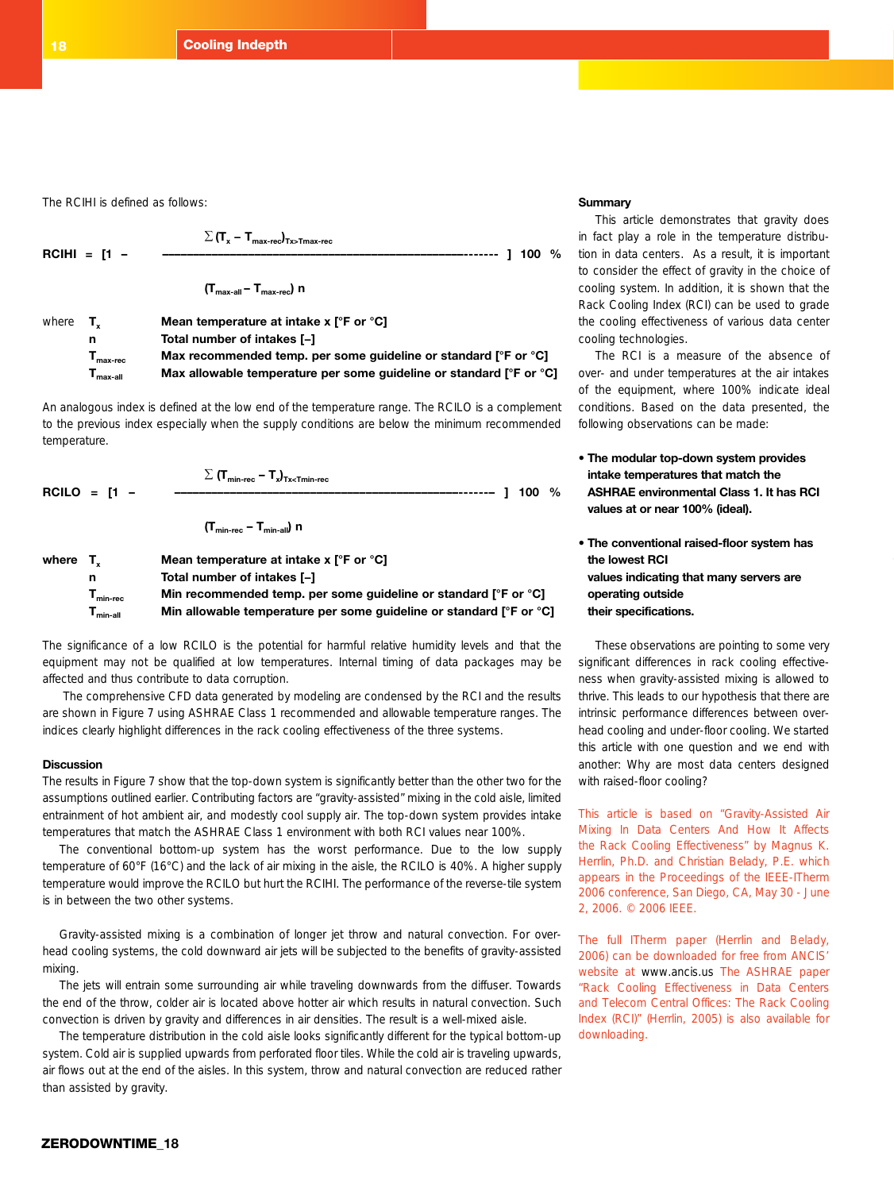The RCIHI is defined as follows:

$$RCI_{HI} = \left[1 - \frac{\sum (T_x - T_{max\text{-}rec})_{T_x > T_{max\text{-}rec}}}{(T_{max\text{-}all} - T_{max\text{-}rec})\, n}\right] 100\ \%$$

where

| | |
|---|---|
| $T_x$ | Mean temperature at intake x [°F or °C] |
| $n$ | Total number of intakes [–] |
| $T_{max\text{-}rec}$ | Max recommended temp. per some guideline or standard [°F or °C] |
| $T_{max\text{-}all}$ | Max allowable temperature per some guideline or standard [°F or °C] |

An analogous index is defined at the low end of the temperature range. The RCILO is a complement to the previous index especially when the supply conditions are below the minimum recommended temperature.

$$RCI_{LO} = \left[1 - \frac{\sum (T_{min\text{-}rec} - T_x)_{T_x < T_{min\text{-}rec}}}{(T_{min\text{-}rec} - T_{min\text{-}all})\, n}\right] 100\ \%$$

where

| | |
|---|---|
| $T_x$ | Mean temperature at intake x [°F or °C] |
| $n$ | Total number of intakes [–] |
| $T_{min\text{-}rec}$ | Min recommended temp. per some guideline or standard [°F or °C] |
| $T_{min\text{-}all}$ | Min allowable temperature per some guideline or standard [°F or °C] |

The significance of a low RCILO is the potential for harmful relative humidity levels and that the equipment may not be qualified at low temperatures. Internal timing of data packages may be affected and thus contribute to data corruption.

The comprehensive CFD data generated by modeling are condensed by the RCI and the results are shown in Figure 7 using ASHRAE Class 1 recommended and allowable temperature ranges. The indices clearly highlight differences in the rack cooling effectiveness of the three systems.

## Discussion

The results in Figure 7 show that the top-down system is significantly better than the other two for the assumptions outlined earlier. Contributing factors are "gravity-assisted" mixing in the cold aisle, limited entrainment of hot ambient air, and modestly cool supply air. The top-down system provides intake temperatures that match the ASHRAE Class 1 environment with both RCI values near 100%.

The conventional bottom-up system has the worst performance. Due to the low supply temperature of 60°F (16°C) and the lack of air mixing in the aisle, the RCILO is 40%. A higher supply temperature would improve the RCILO but hurt the RCIHI. The performance of the reverse-tile system is in between the two other systems.

Gravity-assisted mixing is a combination of longer jet throw and natural convection. For overhead cooling systems, the cold downward air jets will be subjected to the benefits of gravity-assisted mixing.

The jets will entrain some surrounding air while traveling downwards from the diffuser. Towards the end of the throw, colder air is located above hotter air which results in natural convection. Such convection is driven by gravity and differences in air densities. The result is a well-mixed aisle.

The temperature distribution in the cold aisle looks significantly different for the typical bottom-up system. Cold air is supplied upwards from perforated floor tiles. While the cold air is traveling upwards, air flows out at the end of the aisles. In this system, throw and natural convection are reduced rather than assisted by gravity.

## Summary

This article demonstrates that gravity does in fact play a role in the temperature distribution in data centers. As a result, it is important to consider the effect of gravity in the choice of cooling system. In addition, it is shown that the Rack Cooling Index (RCI) can be used to grade the cooling effectiveness of various data center cooling technologies.

The RCI is a measure of the absence of over- and under temperatures at the air intakes of the equipment, where 100% indicate ideal conditions. Based on the data presented, the following observations can be made:

- **The modular top-down system provides intake temperatures that match the ASHRAE environmental Class 1. It has RCI values at or near 100% (ideal).**
- **The conventional raised-floor system has the lowest RCI values indicating that many servers are operating outside their specifications.**

These observations are pointing to some very significant differences in rack cooling effectiveness when gravity-assisted mixing is allowed to thrive. This leads to our hypothesis that there are intrinsic performance differences between overhead cooling and under-floor cooling. We started this article with one question and we end with another: Why are most data centers designed with raised-floor cooling?

This article is based on "Gravity-Assisted Air Mixing In Data Centers And How It Affects the Rack Cooling Effectiveness" by Magnus K. Herrlin, Ph.D. and Christian Belady, P.E. which appears in the Proceedings of the IEEE-ITherm 2006 conference, San Diego, CA, May 30 - June 2, 2006. © 2006 IEEE.

The full ITherm paper (Herrlin and Belady, 2006) can be downloaded for free from ANCIS' website at www.ancis.us The ASHRAE paper "Rack Cooling Effectiveness in Data Centers and Telecom Central Offices: The Rack Cooling Index (RCI)" (Herrlin, 2005) is also available for downloading.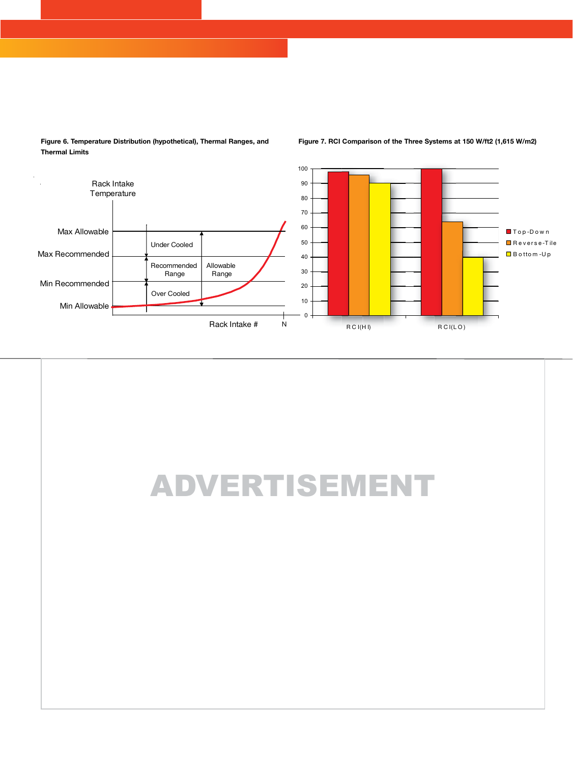Figure 6. Temperature Distribution (hypothetical), Thermal Ranges, and Thermal Limits

Rack Intake Temperature

Max Allowable

Max Recommended

Min Recommended

Min Allowable

Under Cooled

Recommended Range

Allowable Range

Over Cooled

Rack Intake #

N

Figure 7. RCI Comparison of the Three Systems at 150 W/ft2 (1,615 W/m2)

100
90
80
70
60
50
40
30
20
10
0

RCI(HI)

RCI(LO)

Top-Down

Reverse-Tile

Bottom-Up

ADVERTISEMENT